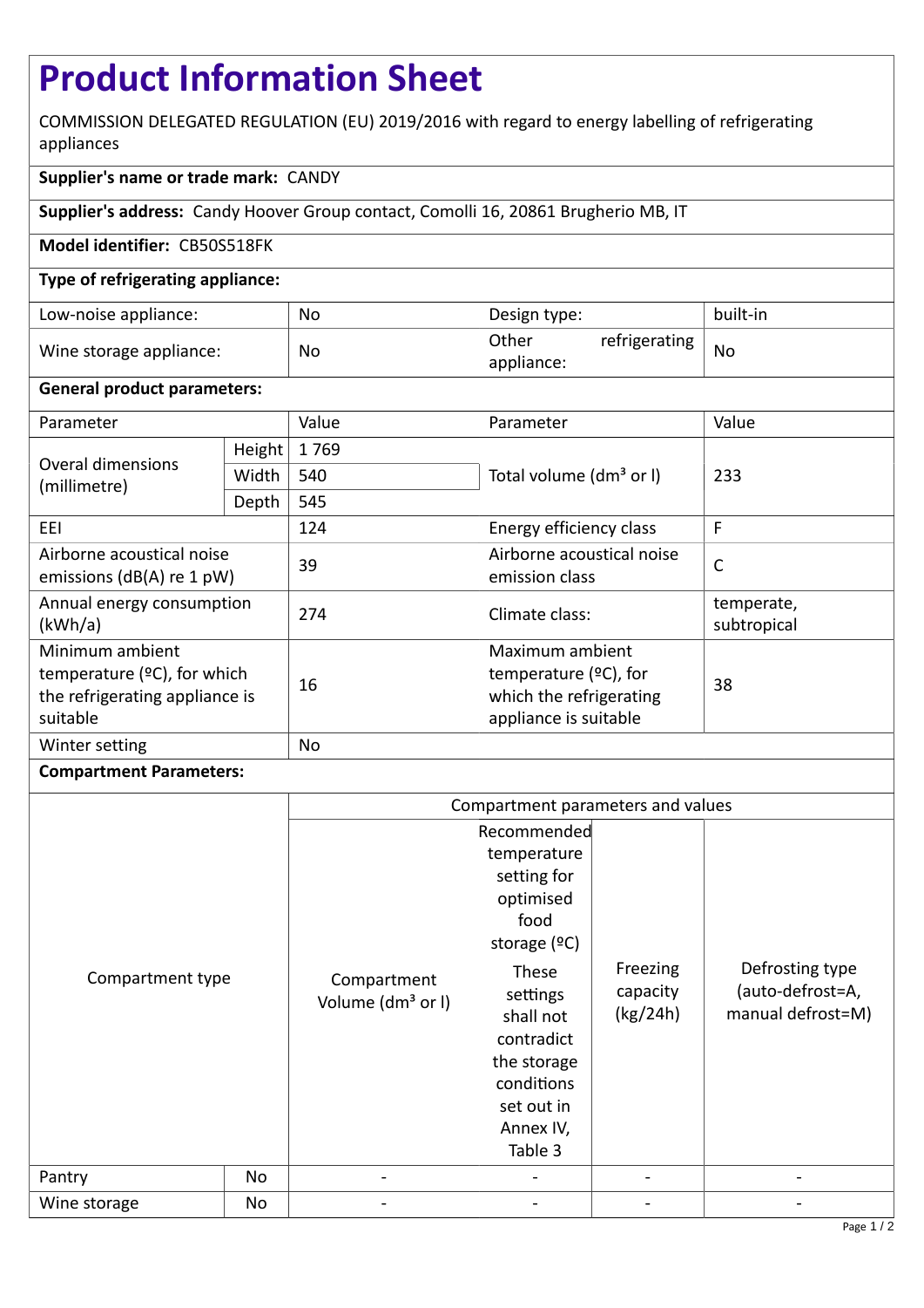# Product Information Sheet

COMMISSION DELEGATED REGULATION (EU) 2019/2016 with regard to energy labelling of refrigerating appliances

**Supplier's name or trade mark:** CANDY

**Supplier's address:** Candy Hoover Group contact, Comolli 16, 20861 Brugherio MB, IT

**Model identifier:** CB50S518FK

**Type of refrigerating appliance:**

| | | | |
|---|---|---|---|
| Low-noise appliance: | No | Design type: | built-in |
| Wine storage appliance: | No | Other refrigerating appliance: | No |

**General product parameters:**

| Parameter | | Value | Parameter | Value |
|---|---|---|---|---|
| Overal dimensions (millimetre) | Height | 1 769 | Total volume (dm³ or l) | 233 |
| | Width | 540 | | |
| | Depth | 545 | | |
| EEI | | 124 | Energy efficiency class | F |
| Airborne acoustical noise emissions (dB(A) re 1 pW) | | 39 | Airborne acoustical noise emission class | C |
| Annual energy consumption (kWh/a) | | 274 | Climate class: | temperate, subtropical |
| Minimum ambient temperature (ºC), for which the refrigerating appliance is suitable | | 16 | Maximum ambient temperature (ºC), for which the refrigerating appliance is suitable | 38 |
| Winter setting | | No | | |

**Compartment Parameters:**

| Compartment type | | Compartment parameters and values | | | |
|---|---|---|---|---|---|
| | | Compartment Volume (dm³ or l) | Recommended temperature setting for optimised food storage (ºC) These settings shall not contradict the storage conditions set out in Annex IV, Table 3 | Freezing capacity (kg/24h) | Defrosting type (auto-defrost=A, manual defrost=M) |
| Pantry | No | - | - | - | - |
| Wine storage | No | - | - | - | - |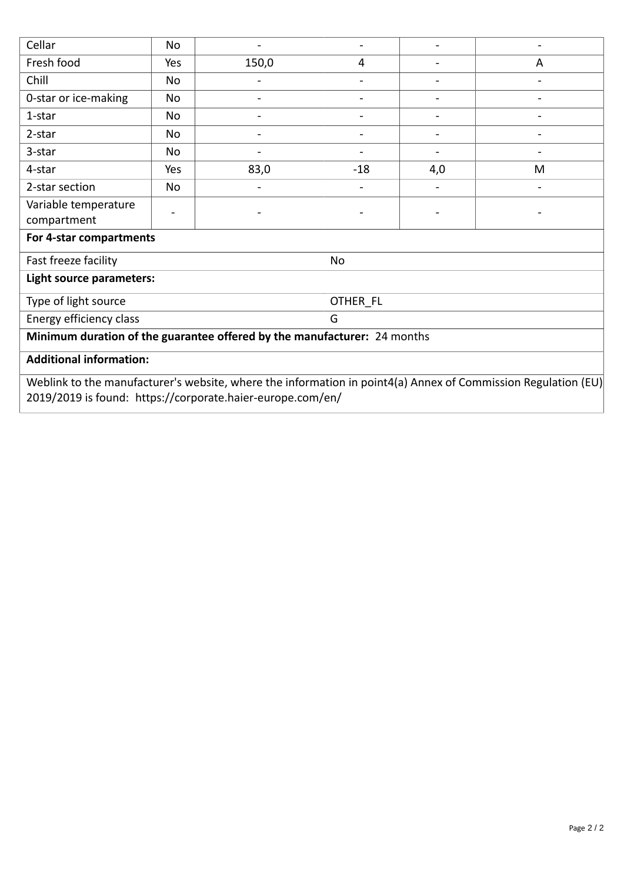| | | | | | |
|---|---|---|---|---|---|
| Cellar | No | - | - | - | - |
| Fresh food | Yes | 150,0 | 4 | - | A |
| Chill | No | - | - | - | - |
| 0-star or ice-making | No | - | - | - | - |
| 1-star | No | - | - | - | - |
| 2-star | No | - | - | - | - |
| 3-star | No | - | - | - | - |
| 4-star | Yes | 83,0 | -18 | 4,0 | M |
| 2-star section | No | - | - | - | - |
| Variable temperature compartment | - | - | - | - | - |

**For 4-star compartments**

| | |
|---|---|
| Fast freeze facility | No |

**Light source parameters:**

| | |
|---|---|
| Type of light source | OTHER_FL |
| Energy efficiency class | G |

**Minimum duration of the guarantee offered by the manufacturer:** 24 months

**Additional information:**

Weblink to the manufacturer's website, where the information in point4(a) Annex of Commission Regulation (EU) 2019/2019 is found: https://corporate.haier-europe.com/en/